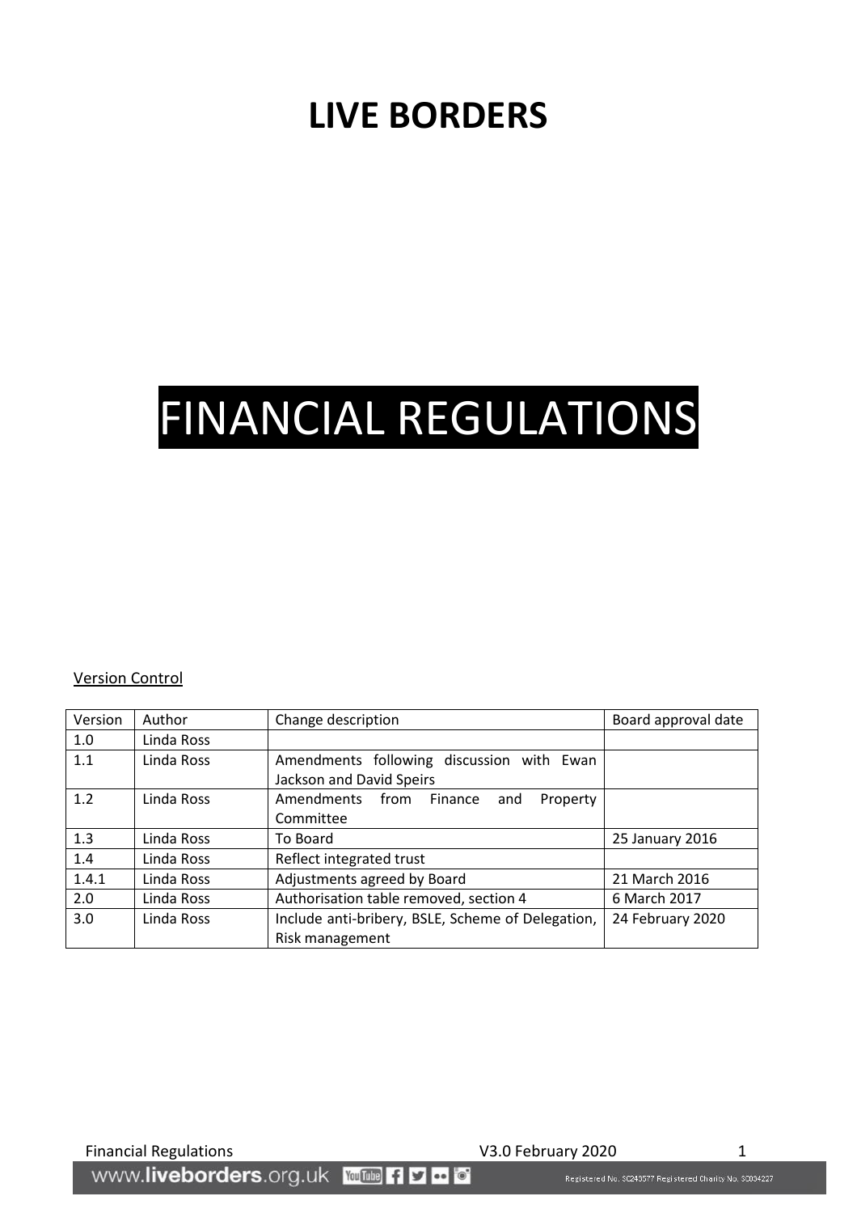# LIVE BORDERS

# FINANCIAL REGULATIONS

Version Control

| Version | Author | Change description | Board approval date |
|---|---|---|---|
| 1.0 | Linda Ross | | |
| 1.1 | Linda Ross | Amendments following discussion with Ewan Jackson and David Speirs | |
| 1.2 | Linda Ross | Amendments from Finance and Property Committee | |
| 1.3 | Linda Ross | To Board | 25 January 2016 |
| 1.4 | Linda Ross | Reflect integrated trust | |
| 1.4.1 | Linda Ross | Adjustments agreed by Board | 21 March 2016 |
| 2.0 | Linda Ross | Authorisation table removed, section 4 | 6 March 2017 |
| 3.0 | Linda Ross | Include anti-bribery, BSLE, Scheme of Delegation, Risk management | 24 February 2020 |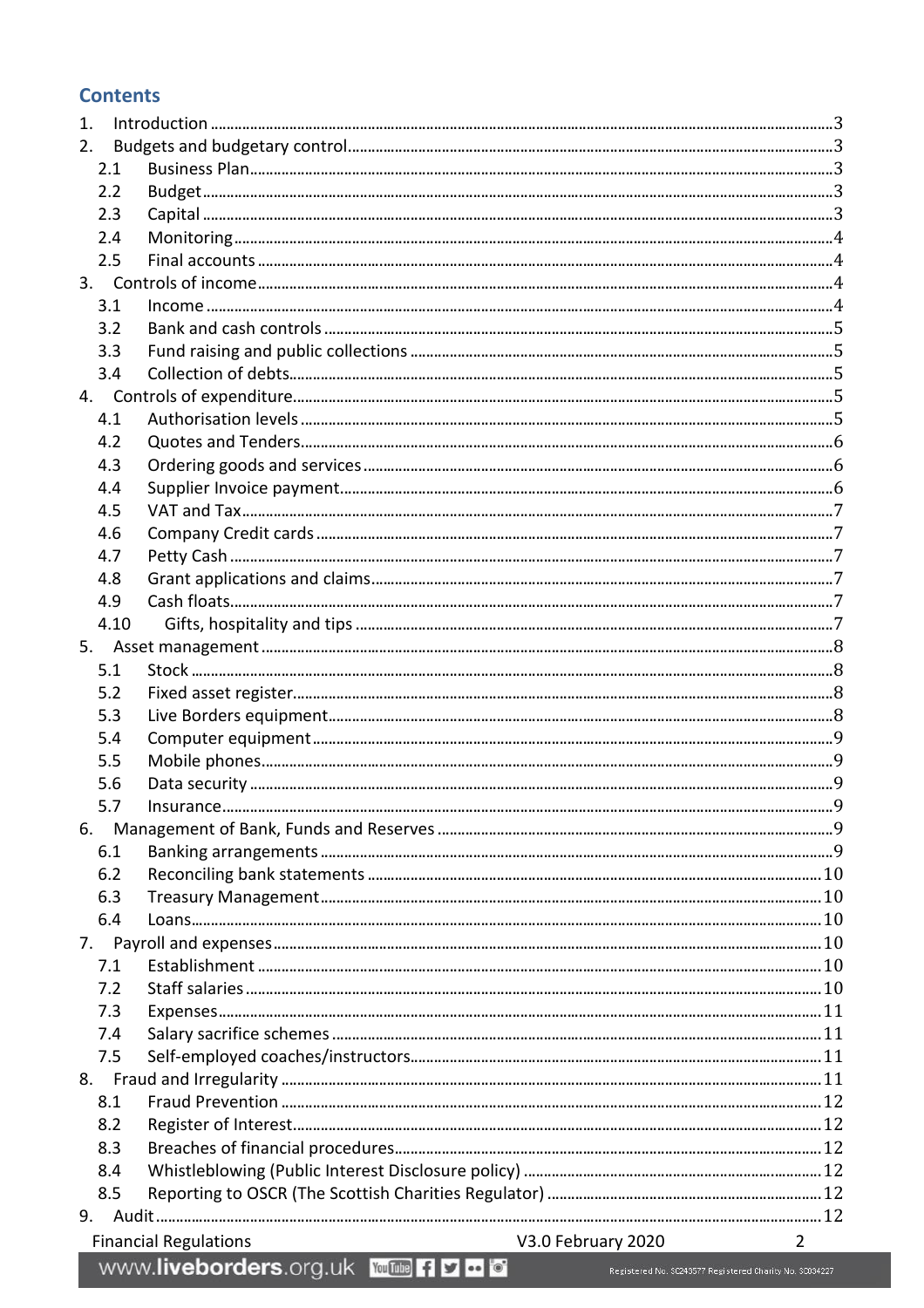## Contents

1. Introduction ..... 3
2. Budgets and budgetary control ..... 3
   - 2.1 Business Plan ..... 3
   - 2.2 Budget ..... 3
   - 2.3 Capital ..... 3
   - 2.4 Monitoring ..... 4
   - 2.5 Final accounts ..... 4
3. Controls of income ..... 4
   - 3.1 Income ..... 4
   - 3.2 Bank and cash controls ..... 5
   - 3.3 Fund raising and public collections ..... 5
   - 3.4 Collection of debts ..... 5
4. Controls of expenditure ..... 5
   - 4.1 Authorisation levels ..... 5
   - 4.2 Quotes and Tenders ..... 6
   - 4.3 Ordering goods and services ..... 6
   - 4.4 Supplier Invoice payment ..... 6
   - 4.5 VAT and Tax ..... 7
   - 4.6 Company Credit cards ..... 7
   - 4.7 Petty Cash ..... 7
   - 4.8 Grant applications and claims ..... 7
   - 4.9 Cash floats ..... 7
   - 4.10 Gifts, hospitality and tips ..... 7
5. Asset management ..... 8
   - 5.1 Stock ..... 8
   - 5.2 Fixed asset register ..... 8
   - 5.3 Live Borders equipment ..... 8
   - 5.4 Computer equipment ..... 9
   - 5.5 Mobile phones ..... 9
   - 5.6 Data security ..... 9
   - 5.7 Insurance ..... 9
6. Management of Bank, Funds and Reserves ..... 9
   - 6.1 Banking arrangements ..... 9
   - 6.2 Reconciling bank statements ..... 10
   - 6.3 Treasury Management ..... 10
   - 6.4 Loans ..... 10
7. Payroll and expenses ..... 10
   - 7.1 Establishment ..... 10
   - 7.2 Staff salaries ..... 10
   - 7.3 Expenses ..... 11
   - 7.4 Salary sacrifice schemes ..... 11
   - 7.5 Self-employed coaches/instructors ..... 11
8. Fraud and Irregularity ..... 11
   - 8.1 Fraud Prevention ..... 12
   - 8.2 Register of Interest ..... 12
   - 8.3 Breaches of financial procedures ..... 12
   - 8.4 Whistleblowing (Public Interest Disclosure policy) ..... 12
   - 8.5 Reporting to OSCR (The Scottish Charities Regulator) ..... 12
9. Audit ..... 12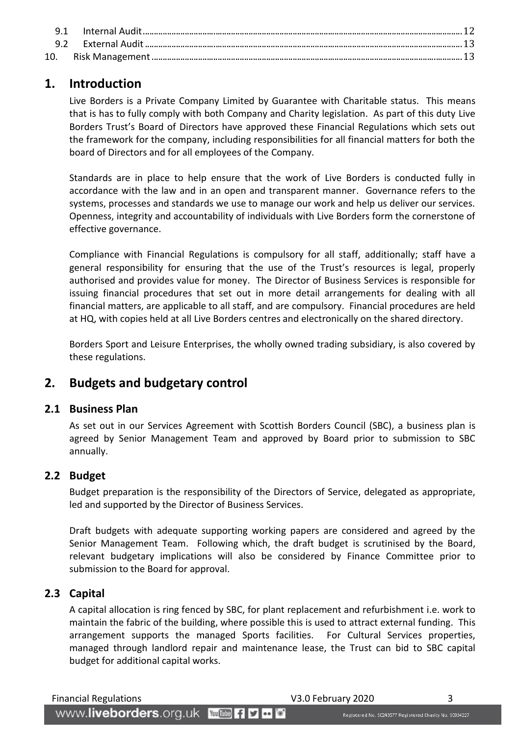| | | |
|---|---|---|
| 9.1 | Internal Audit | 12 |
| 9.2 | External Audit | 13 |
| 10. | Risk Management | 13 |

# 1. Introduction

Live Borders is a Private Company Limited by Guarantee with Charitable status. This means that is has to fully comply with both Company and Charity legislation. As part of this duty Live Borders Trust's Board of Directors have approved these Financial Regulations which sets out the framework for the company, including responsibilities for all financial matters for both the board of Directors and for all employees of the Company.

Standards are in place to help ensure that the work of Live Borders is conducted fully in accordance with the law and in an open and transparent manner. Governance refers to the systems, processes and standards we use to manage our work and help us deliver our services. Openness, integrity and accountability of individuals with Live Borders form the cornerstone of effective governance.

Compliance with Financial Regulations is compulsory for all staff, additionally; staff have a general responsibility for ensuring that the use of the Trust's resources is legal, properly authorised and provides value for money. The Director of Business Services is responsible for issuing financial procedures that set out in more detail arrangements for dealing with all financial matters, are applicable to all staff, and are compulsory. Financial procedures are held at HQ, with copies held at all Live Borders centres and electronically on the shared directory.

Borders Sport and Leisure Enterprises, the wholly owned trading subsidiary, is also covered by these regulations.

# 2. Budgets and budgetary control

## 2.1 Business Plan

As set out in our Services Agreement with Scottish Borders Council (SBC), a business plan is agreed by Senior Management Team and approved by Board prior to submission to SBC annually.

## 2.2 Budget

Budget preparation is the responsibility of the Directors of Service, delegated as appropriate, led and supported by the Director of Business Services.

Draft budgets with adequate supporting working papers are considered and agreed by the Senior Management Team. Following which, the draft budget is scrutinised by the Board, relevant budgetary implications will also be considered by Finance Committee prior to submission to the Board for approval.

## 2.3 Capital

A capital allocation is ring fenced by SBC, for plant replacement and refurbishment i.e. work to maintain the fabric of the building, where possible this is used to attract external funding. This arrangement supports the managed Sports facilities. For Cultural Services properties, managed through landlord repair and maintenance lease, the Trust can bid to SBC capital budget for additional capital works.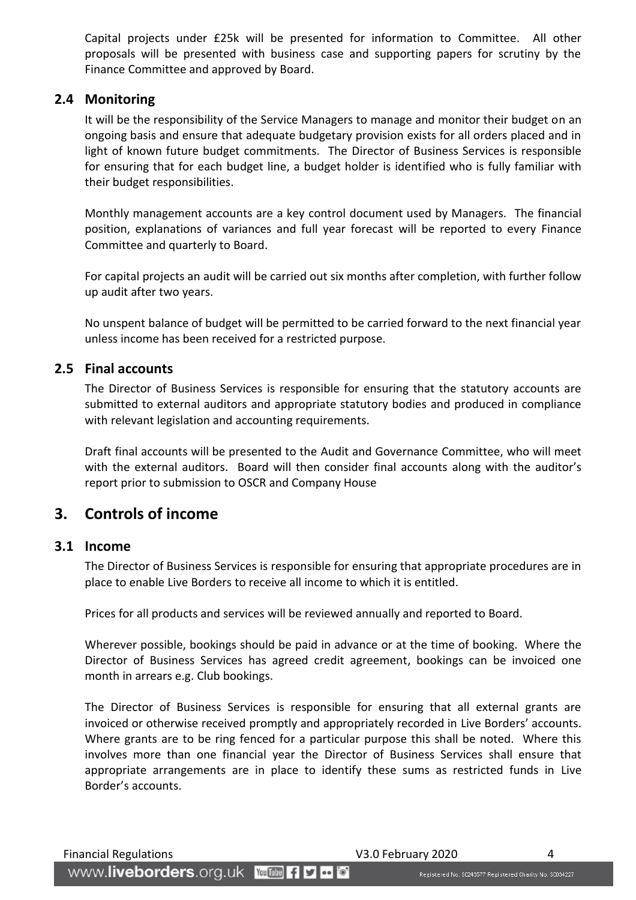Capital projects under £25k will be presented for information to Committee. All other proposals will be presented with business case and supporting papers for scrutiny by the Finance Committee and approved by Board.

### 2.4 Monitoring

It will be the responsibility of the Service Managers to manage and monitor their budget on an ongoing basis and ensure that adequate budgetary provision exists for all orders placed and in light of known future budget commitments. The Director of Business Services is responsible for ensuring that for each budget line, a budget holder is identified who is fully familiar with their budget responsibilities.

Monthly management accounts are a key control document used by Managers. The financial position, explanations of variances and full year forecast will be reported to every Finance Committee and quarterly to Board.

For capital projects an audit will be carried out six months after completion, with further follow up audit after two years.

No unspent balance of budget will be permitted to be carried forward to the next financial year unless income has been received for a restricted purpose.

### 2.5 Final accounts

The Director of Business Services is responsible for ensuring that the statutory accounts are submitted to external auditors and appropriate statutory bodies and produced in compliance with relevant legislation and accounting requirements.

Draft final accounts will be presented to the Audit and Governance Committee, who will meet with the external auditors. Board will then consider final accounts along with the auditor's report prior to submission to OSCR and Company House

## 3. Controls of income

### 3.1 Income

The Director of Business Services is responsible for ensuring that appropriate procedures are in place to enable Live Borders to receive all income to which it is entitled.

Prices for all products and services will be reviewed annually and reported to Board.

Wherever possible, bookings should be paid in advance or at the time of booking. Where the Director of Business Services has agreed credit agreement, bookings can be invoiced one month in arrears e.g. Club bookings.

The Director of Business Services is responsible for ensuring that all external grants are invoiced or otherwise received promptly and appropriately recorded in Live Borders' accounts. Where grants are to be ring fenced for a particular purpose this shall be noted. Where this involves more than one financial year the Director of Business Services shall ensure that appropriate arrangements are in place to identify these sums as restricted funds in Live Border's accounts.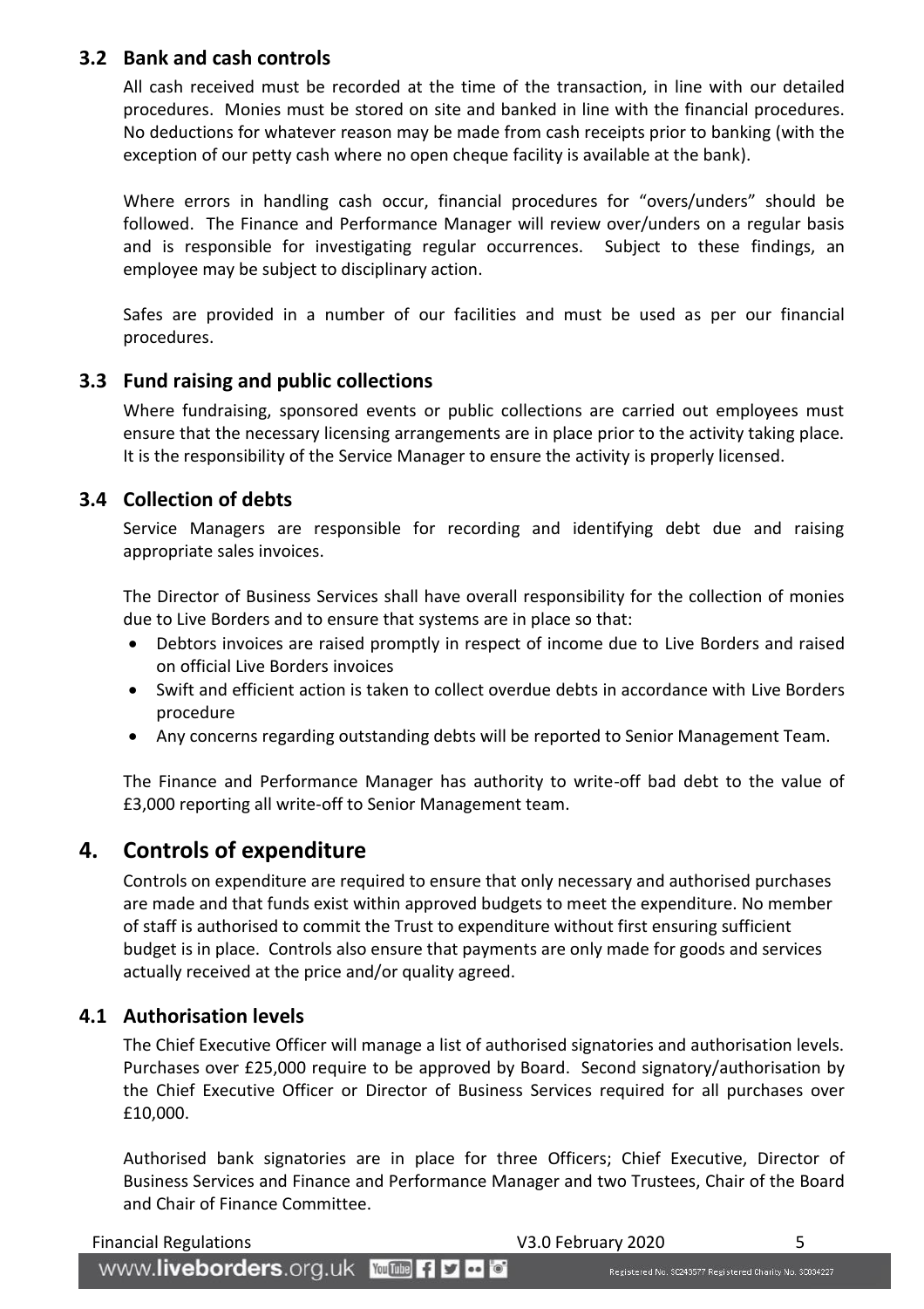### 3.2 Bank and cash controls

All cash received must be recorded at the time of the transaction, in line with our detailed procedures. Monies must be stored on site and banked in line with the financial procedures. No deductions for whatever reason may be made from cash receipts prior to banking (with the exception of our petty cash where no open cheque facility is available at the bank).

Where errors in handling cash occur, financial procedures for "overs/unders" should be followed. The Finance and Performance Manager will review over/unders on a regular basis and is responsible for investigating regular occurrences. Subject to these findings, an employee may be subject to disciplinary action.

Safes are provided in a number of our facilities and must be used as per our financial procedures.

### 3.3 Fund raising and public collections

Where fundraising, sponsored events or public collections are carried out employees must ensure that the necessary licensing arrangements are in place prior to the activity taking place. It is the responsibility of the Service Manager to ensure the activity is properly licensed.

### 3.4 Collection of debts

Service Managers are responsible for recording and identifying debt due and raising appropriate sales invoices.

The Director of Business Services shall have overall responsibility for the collection of monies due to Live Borders and to ensure that systems are in place so that:

- Debtors invoices are raised promptly in respect of income due to Live Borders and raised on official Live Borders invoices
- Swift and efficient action is taken to collect overdue debts in accordance with Live Borders procedure
- Any concerns regarding outstanding debts will be reported to Senior Management Team.

The Finance and Performance Manager has authority to write-off bad debt to the value of £3,000 reporting all write-off to Senior Management team.

## 4. Controls of expenditure

Controls on expenditure are required to ensure that only necessary and authorised purchases are made and that funds exist within approved budgets to meet the expenditure. No member of staff is authorised to commit the Trust to expenditure without first ensuring sufficient budget is in place. Controls also ensure that payments are only made for goods and services actually received at the price and/or quality agreed.

### 4.1 Authorisation levels

The Chief Executive Officer will manage a list of authorised signatories and authorisation levels. Purchases over £25,000 require to be approved by Board. Second signatory/authorisation by the Chief Executive Officer or Director of Business Services required for all purchases over £10,000.

Authorised bank signatories are in place for three Officers; Chief Executive, Director of Business Services and Finance and Performance Manager and two Trustees, Chair of the Board and Chair of Finance Committee.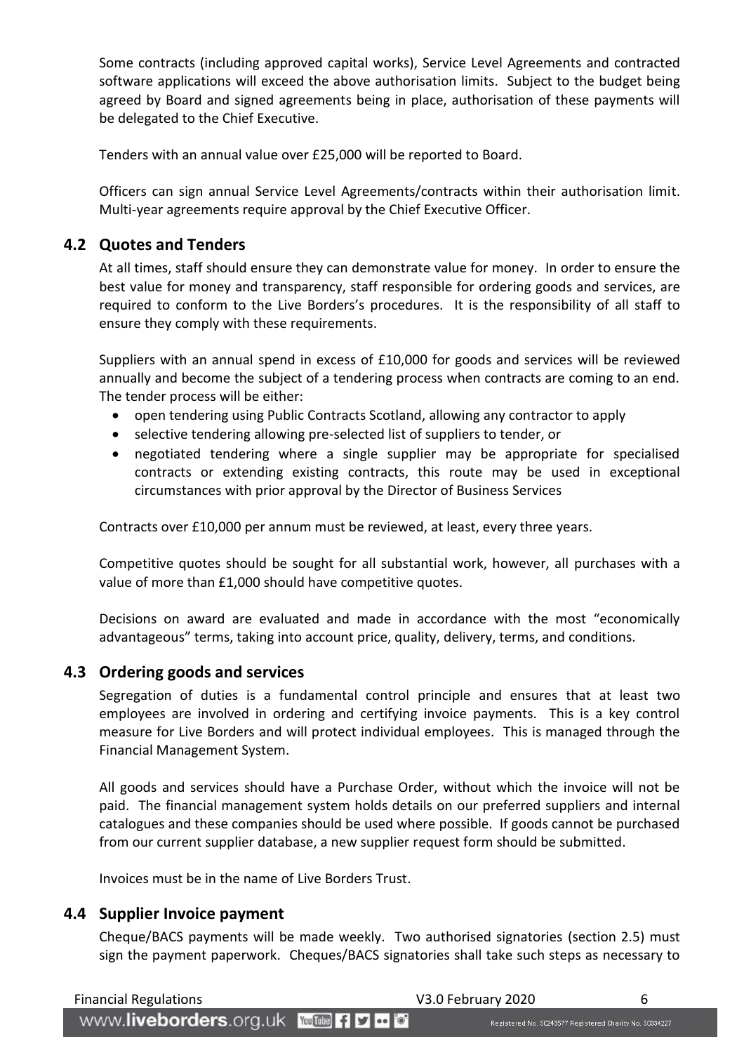Some contracts (including approved capital works), Service Level Agreements and contracted software applications will exceed the above authorisation limits. Subject to the budget being agreed by Board and signed agreements being in place, authorisation of these payments will be delegated to the Chief Executive.

Tenders with an annual value over £25,000 will be reported to Board.

Officers can sign annual Service Level Agreements/contracts within their authorisation limit. Multi-year agreements require approval by the Chief Executive Officer.

## 4.2 Quotes and Tenders

At all times, staff should ensure they can demonstrate value for money. In order to ensure the best value for money and transparency, staff responsible for ordering goods and services, are required to conform to the Live Borders's procedures. It is the responsibility of all staff to ensure they comply with these requirements.

Suppliers with an annual spend in excess of £10,000 for goods and services will be reviewed annually and become the subject of a tendering process when contracts are coming to an end. The tender process will be either:

- open tendering using Public Contracts Scotland, allowing any contractor to apply
- selective tendering allowing pre-selected list of suppliers to tender, or
- negotiated tendering where a single supplier may be appropriate for specialised contracts or extending existing contracts, this route may be used in exceptional circumstances with prior approval by the Director of Business Services

Contracts over £10,000 per annum must be reviewed, at least, every three years.

Competitive quotes should be sought for all substantial work, however, all purchases with a value of more than £1,000 should have competitive quotes.

Decisions on award are evaluated and made in accordance with the most "economically advantageous" terms, taking into account price, quality, delivery, terms, and conditions.

## 4.3 Ordering goods and services

Segregation of duties is a fundamental control principle and ensures that at least two employees are involved in ordering and certifying invoice payments. This is a key control measure for Live Borders and will protect individual employees. This is managed through the Financial Management System.

All goods and services should have a Purchase Order, without which the invoice will not be paid. The financial management system holds details on our preferred suppliers and internal catalogues and these companies should be used where possible. If goods cannot be purchased from our current supplier database, a new supplier request form should be submitted.

Invoices must be in the name of Live Borders Trust.

## 4.4 Supplier Invoice payment

Cheque/BACS payments will be made weekly. Two authorised signatories (section 2.5) must sign the payment paperwork. Cheques/BACS signatories shall take such steps as necessary to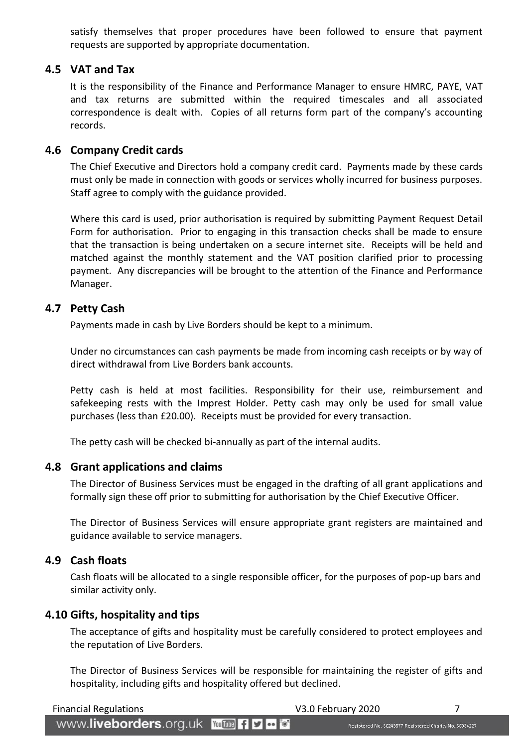satisfy themselves that proper procedures have been followed to ensure that payment requests are supported by appropriate documentation.

## 4.5 VAT and Tax

It is the responsibility of the Finance and Performance Manager to ensure HMRC, PAYE, VAT and tax returns are submitted within the required timescales and all associated correspondence is dealt with. Copies of all returns form part of the company's accounting records.

## 4.6 Company Credit cards

The Chief Executive and Directors hold a company credit card. Payments made by these cards must only be made in connection with goods or services wholly incurred for business purposes. Staff agree to comply with the guidance provided.

Where this card is used, prior authorisation is required by submitting Payment Request Detail Form for authorisation. Prior to engaging in this transaction checks shall be made to ensure that the transaction is being undertaken on a secure internet site. Receipts will be held and matched against the monthly statement and the VAT position clarified prior to processing payment. Any discrepancies will be brought to the attention of the Finance and Performance Manager.

## 4.7 Petty Cash

Payments made in cash by Live Borders should be kept to a minimum.

Under no circumstances can cash payments be made from incoming cash receipts or by way of direct withdrawal from Live Borders bank accounts.

Petty cash is held at most facilities. Responsibility for their use, reimbursement and safekeeping rests with the Imprest Holder. Petty cash may only be used for small value purchases (less than £20.00). Receipts must be provided for every transaction.

The petty cash will be checked bi-annually as part of the internal audits.

## 4.8 Grant applications and claims

The Director of Business Services must be engaged in the drafting of all grant applications and formally sign these off prior to submitting for authorisation by the Chief Executive Officer.

The Director of Business Services will ensure appropriate grant registers are maintained and guidance available to service managers.

## 4.9 Cash floats

Cash floats will be allocated to a single responsible officer, for the purposes of pop-up bars and similar activity only.

## 4.10 Gifts, hospitality and tips

The acceptance of gifts and hospitality must be carefully considered to protect employees and the reputation of Live Borders.

The Director of Business Services will be responsible for maintaining the register of gifts and hospitality, including gifts and hospitality offered but declined.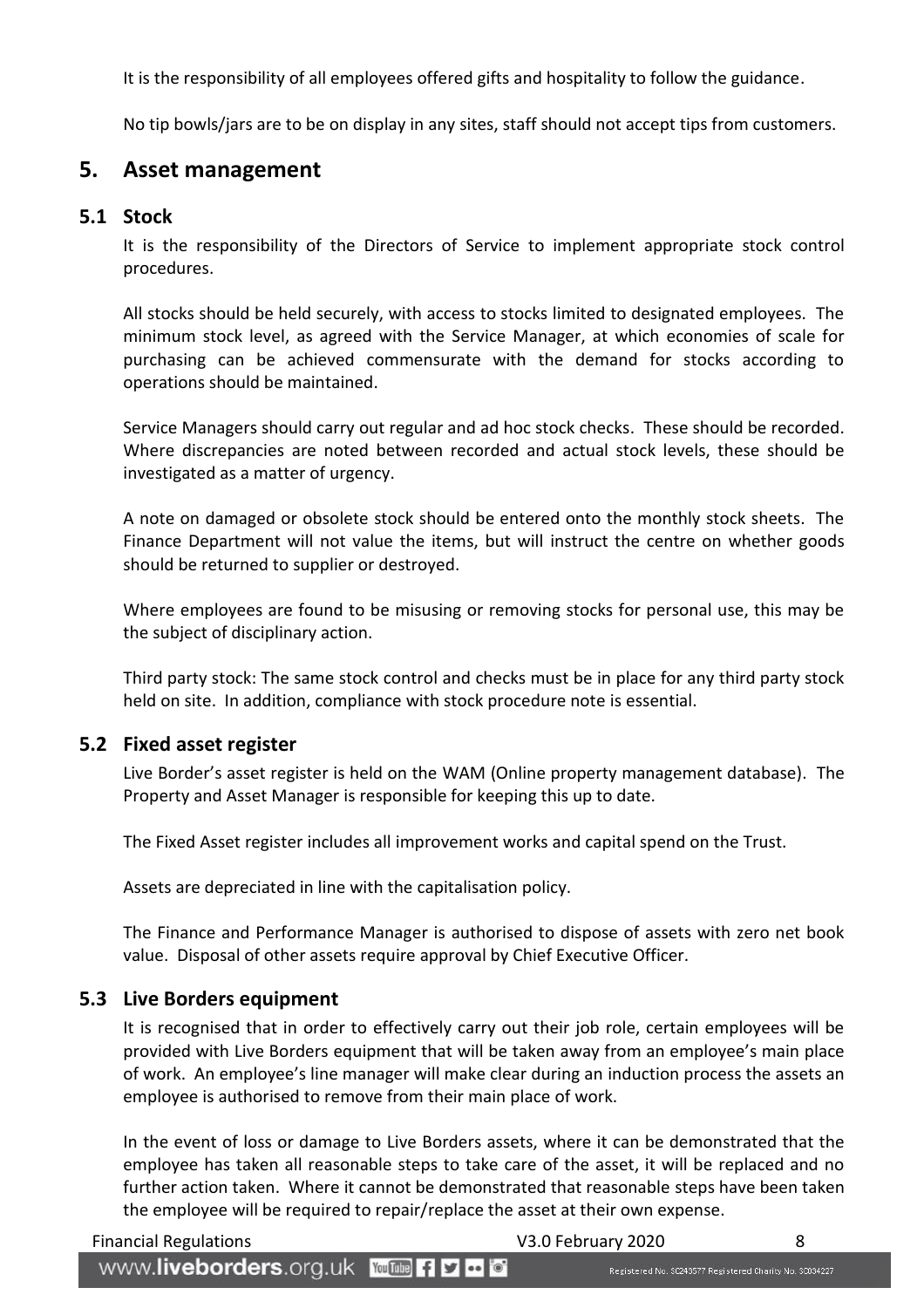It is the responsibility of all employees offered gifts and hospitality to follow the guidance.

No tip bowls/jars are to be on display in any sites, staff should not accept tips from customers.

## 5. Asset management

### 5.1 Stock

It is the responsibility of the Directors of Service to implement appropriate stock control procedures.

All stocks should be held securely, with access to stocks limited to designated employees. The minimum stock level, as agreed with the Service Manager, at which economies of scale for purchasing can be achieved commensurate with the demand for stocks according to operations should be maintained.

Service Managers should carry out regular and ad hoc stock checks. These should be recorded. Where discrepancies are noted between recorded and actual stock levels, these should be investigated as a matter of urgency.

A note on damaged or obsolete stock should be entered onto the monthly stock sheets. The Finance Department will not value the items, but will instruct the centre on whether goods should be returned to supplier or destroyed.

Where employees are found to be misusing or removing stocks for personal use, this may be the subject of disciplinary action.

Third party stock: The same stock control and checks must be in place for any third party stock held on site. In addition, compliance with stock procedure note is essential.

### 5.2 Fixed asset register

Live Border's asset register is held on the WAM (Online property management database). The Property and Asset Manager is responsible for keeping this up to date.

The Fixed Asset register includes all improvement works and capital spend on the Trust.

Assets are depreciated in line with the capitalisation policy.

The Finance and Performance Manager is authorised to dispose of assets with zero net book value. Disposal of other assets require approval by Chief Executive Officer.

### 5.3 Live Borders equipment

It is recognised that in order to effectively carry out their job role, certain employees will be provided with Live Borders equipment that will be taken away from an employee's main place of work. An employee's line manager will make clear during an induction process the assets an employee is authorised to remove from their main place of work.

In the event of loss or damage to Live Borders assets, where it can be demonstrated that the employee has taken all reasonable steps to take care of the asset, it will be replaced and no further action taken. Where it cannot be demonstrated that reasonable steps have been taken the employee will be required to repair/replace the asset at their own expense.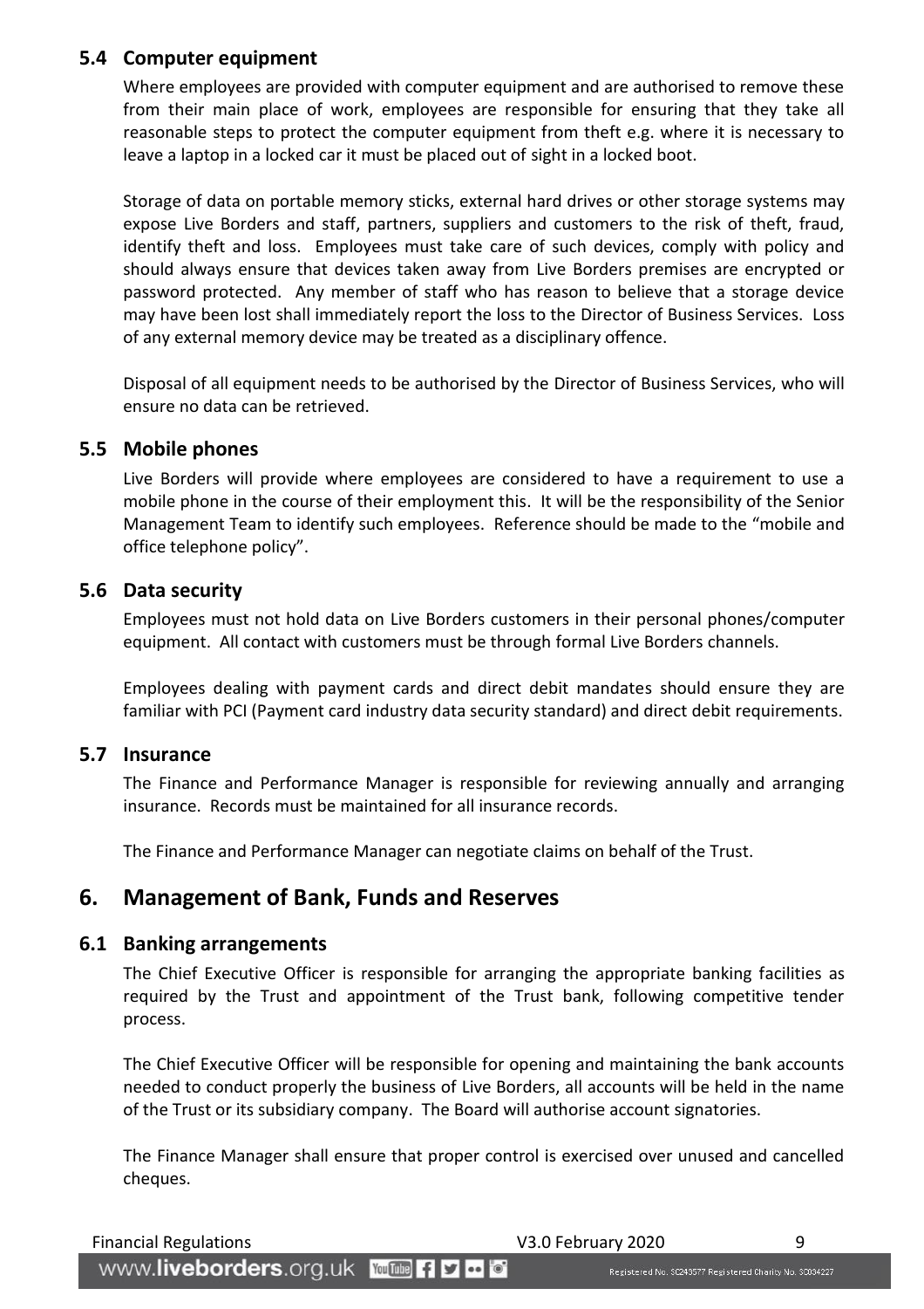### 5.4 Computer equipment

Where employees are provided with computer equipment and are authorised to remove these from their main place of work, employees are responsible for ensuring that they take all reasonable steps to protect the computer equipment from theft e.g. where it is necessary to leave a laptop in a locked car it must be placed out of sight in a locked boot.

Storage of data on portable memory sticks, external hard drives or other storage systems may expose Live Borders and staff, partners, suppliers and customers to the risk of theft, fraud, identify theft and loss. Employees must take care of such devices, comply with policy and should always ensure that devices taken away from Live Borders premises are encrypted or password protected. Any member of staff who has reason to believe that a storage device may have been lost shall immediately report the loss to the Director of Business Services. Loss of any external memory device may be treated as a disciplinary offence.

Disposal of all equipment needs to be authorised by the Director of Business Services, who will ensure no data can be retrieved.

### 5.5 Mobile phones

Live Borders will provide where employees are considered to have a requirement to use a mobile phone in the course of their employment this. It will be the responsibility of the Senior Management Team to identify such employees. Reference should be made to the "mobile and office telephone policy".

### 5.6 Data security

Employees must not hold data on Live Borders customers in their personal phones/computer equipment. All contact with customers must be through formal Live Borders channels.

Employees dealing with payment cards and direct debit mandates should ensure they are familiar with PCI (Payment card industry data security standard) and direct debit requirements.

### 5.7 Insurance

The Finance and Performance Manager is responsible for reviewing annually and arranging insurance. Records must be maintained for all insurance records.

The Finance and Performance Manager can negotiate claims on behalf of the Trust.

## 6. Management of Bank, Funds and Reserves

### 6.1 Banking arrangements

The Chief Executive Officer is responsible for arranging the appropriate banking facilities as required by the Trust and appointment of the Trust bank, following competitive tender process.

The Chief Executive Officer will be responsible for opening and maintaining the bank accounts needed to conduct properly the business of Live Borders, all accounts will be held in the name of the Trust or its subsidiary company. The Board will authorise account signatories.

The Finance Manager shall ensure that proper control is exercised over unused and cancelled cheques.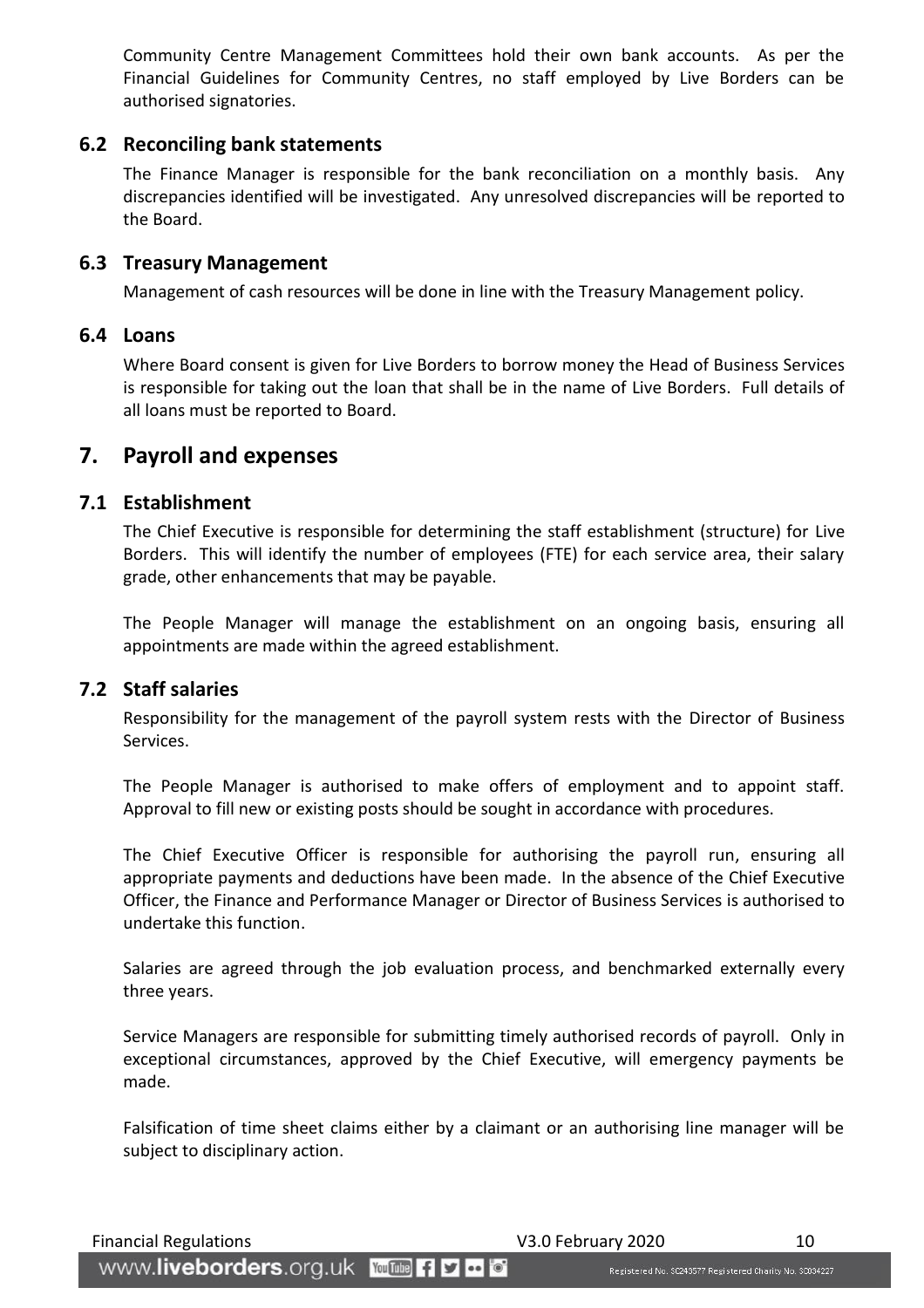Community Centre Management Committees hold their own bank accounts. As per the Financial Guidelines for Community Centres, no staff employed by Live Borders can be authorised signatories.

### 6.2 Reconciling bank statements

The Finance Manager is responsible for the bank reconciliation on a monthly basis. Any discrepancies identified will be investigated. Any unresolved discrepancies will be reported to the Board.

### 6.3 Treasury Management

Management of cash resources will be done in line with the Treasury Management policy.

### 6.4 Loans

Where Board consent is given for Live Borders to borrow money the Head of Business Services is responsible for taking out the loan that shall be in the name of Live Borders. Full details of all loans must be reported to Board.

## 7. Payroll and expenses

### 7.1 Establishment

The Chief Executive is responsible for determining the staff establishment (structure) for Live Borders. This will identify the number of employees (FTE) for each service area, their salary grade, other enhancements that may be payable.

The People Manager will manage the establishment on an ongoing basis, ensuring all appointments are made within the agreed establishment.

### 7.2 Staff salaries

Responsibility for the management of the payroll system rests with the Director of Business Services.

The People Manager is authorised to make offers of employment and to appoint staff. Approval to fill new or existing posts should be sought in accordance with procedures.

The Chief Executive Officer is responsible for authorising the payroll run, ensuring all appropriate payments and deductions have been made. In the absence of the Chief Executive Officer, the Finance and Performance Manager or Director of Business Services is authorised to undertake this function.

Salaries are agreed through the job evaluation process, and benchmarked externally every three years.

Service Managers are responsible for submitting timely authorised records of payroll. Only in exceptional circumstances, approved by the Chief Executive, will emergency payments be made.

Falsification of time sheet claims either by a claimant or an authorising line manager will be subject to disciplinary action.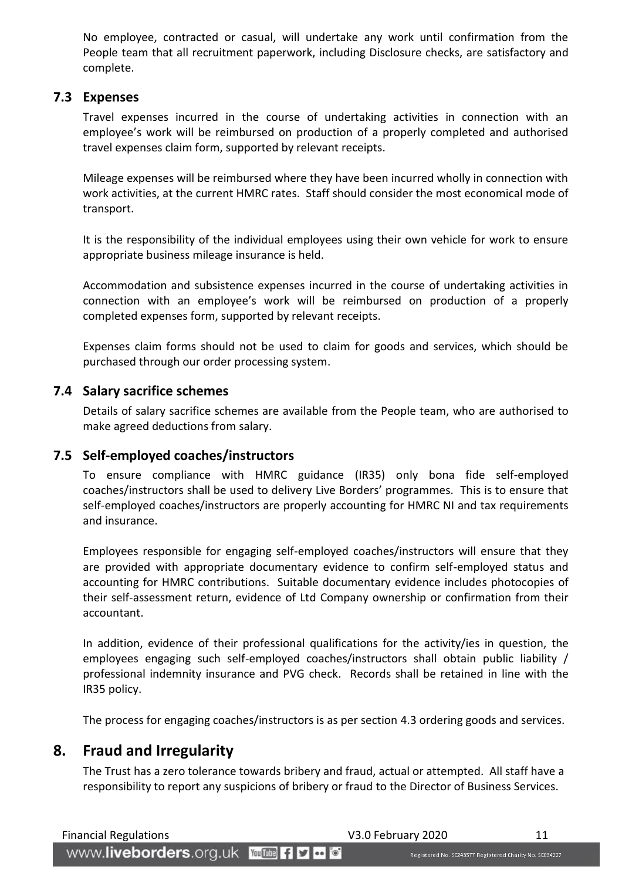No employee, contracted or casual, will undertake any work until confirmation from the People team that all recruitment paperwork, including Disclosure checks, are satisfactory and complete.

### 7.3 Expenses

Travel expenses incurred in the course of undertaking activities in connection with an employee's work will be reimbursed on production of a properly completed and authorised travel expenses claim form, supported by relevant receipts.

Mileage expenses will be reimbursed where they have been incurred wholly in connection with work activities, at the current HMRC rates. Staff should consider the most economical mode of transport.

It is the responsibility of the individual employees using their own vehicle for work to ensure appropriate business mileage insurance is held.

Accommodation and subsistence expenses incurred in the course of undertaking activities in connection with an employee's work will be reimbursed on production of a properly completed expenses form, supported by relevant receipts.

Expenses claim forms should not be used to claim for goods and services, which should be purchased through our order processing system.

### 7.4 Salary sacrifice schemes

Details of salary sacrifice schemes are available from the People team, who are authorised to make agreed deductions from salary.

### 7.5 Self-employed coaches/instructors

To ensure compliance with HMRC guidance (IR35) only bona fide self-employed coaches/instructors shall be used to delivery Live Borders' programmes. This is to ensure that self-employed coaches/instructors are properly accounting for HMRC NI and tax requirements and insurance.

Employees responsible for engaging self-employed coaches/instructors will ensure that they are provided with appropriate documentary evidence to confirm self-employed status and accounting for HMRC contributions. Suitable documentary evidence includes photocopies of their self-assessment return, evidence of Ltd Company ownership or confirmation from their accountant.

In addition, evidence of their professional qualifications for the activity/ies in question, the employees engaging such self-employed coaches/instructors shall obtain public liability / professional indemnity insurance and PVG check. Records shall be retained in line with the IR35 policy.

The process for engaging coaches/instructors is as per section 4.3 ordering goods and services.

## 8. Fraud and Irregularity

The Trust has a zero tolerance towards bribery and fraud, actual or attempted. All staff have a responsibility to report any suspicions of bribery or fraud to the Director of Business Services.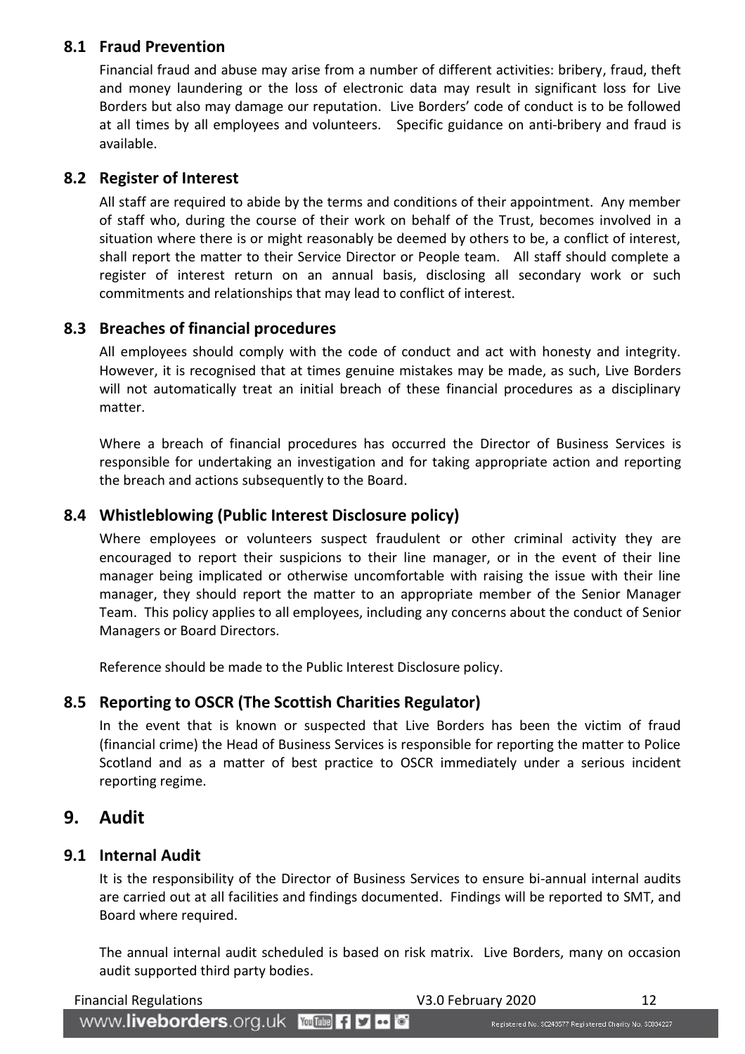### 8.1 Fraud Prevention

Financial fraud and abuse may arise from a number of different activities: bribery, fraud, theft and money laundering or the loss of electronic data may result in significant loss for Live Borders but also may damage our reputation. Live Borders' code of conduct is to be followed at all times by all employees and volunteers. Specific guidance on anti-bribery and fraud is available.

### 8.2 Register of Interest

All staff are required to abide by the terms and conditions of their appointment. Any member of staff who, during the course of their work on behalf of the Trust, becomes involved in a situation where there is or might reasonably be deemed by others to be, a conflict of interest, shall report the matter to their Service Director or People team. All staff should complete a register of interest return on an annual basis, disclosing all secondary work or such commitments and relationships that may lead to conflict of interest.

### 8.3 Breaches of financial procedures

All employees should comply with the code of conduct and act with honesty and integrity. However, it is recognised that at times genuine mistakes may be made, as such, Live Borders will not automatically treat an initial breach of these financial procedures as a disciplinary matter.

Where a breach of financial procedures has occurred the Director of Business Services is responsible for undertaking an investigation and for taking appropriate action and reporting the breach and actions subsequently to the Board.

### 8.4 Whistleblowing (Public Interest Disclosure policy)

Where employees or volunteers suspect fraudulent or other criminal activity they are encouraged to report their suspicions to their line manager, or in the event of their line manager being implicated or otherwise uncomfortable with raising the issue with their line manager, they should report the matter to an appropriate member of the Senior Manager Team. This policy applies to all employees, including any concerns about the conduct of Senior Managers or Board Directors.

Reference should be made to the Public Interest Disclosure policy.

### 8.5 Reporting to OSCR (The Scottish Charities Regulator)

In the event that is known or suspected that Live Borders has been the victim of fraud (financial crime) the Head of Business Services is responsible for reporting the matter to Police Scotland and as a matter of best practice to OSCR immediately under a serious incident reporting regime.

## 9. Audit

### 9.1 Internal Audit

It is the responsibility of the Director of Business Services to ensure bi-annual internal audits are carried out at all facilities and findings documented. Findings will be reported to SMT, and Board where required.

The annual internal audit scheduled is based on risk matrix. Live Borders, many on occasion audit supported third party bodies.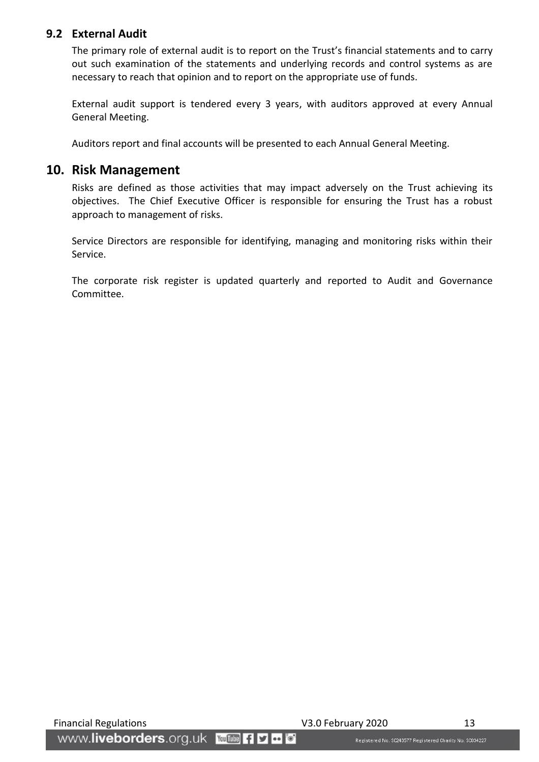### 9.2 External Audit

The primary role of external audit is to report on the Trust's financial statements and to carry out such examination of the statements and underlying records and control systems as are necessary to reach that opinion and to report on the appropriate use of funds.

External audit support is tendered every 3 years, with auditors approved at every Annual General Meeting.

Auditors report and final accounts will be presented to each Annual General Meeting.

## 10. Risk Management

Risks are defined as those activities that may impact adversely on the Trust achieving its objectives. The Chief Executive Officer is responsible for ensuring the Trust has a robust approach to management of risks.

Service Directors are responsible for identifying, managing and monitoring risks within their Service.

The corporate risk register is updated quarterly and reported to Audit and Governance Committee.